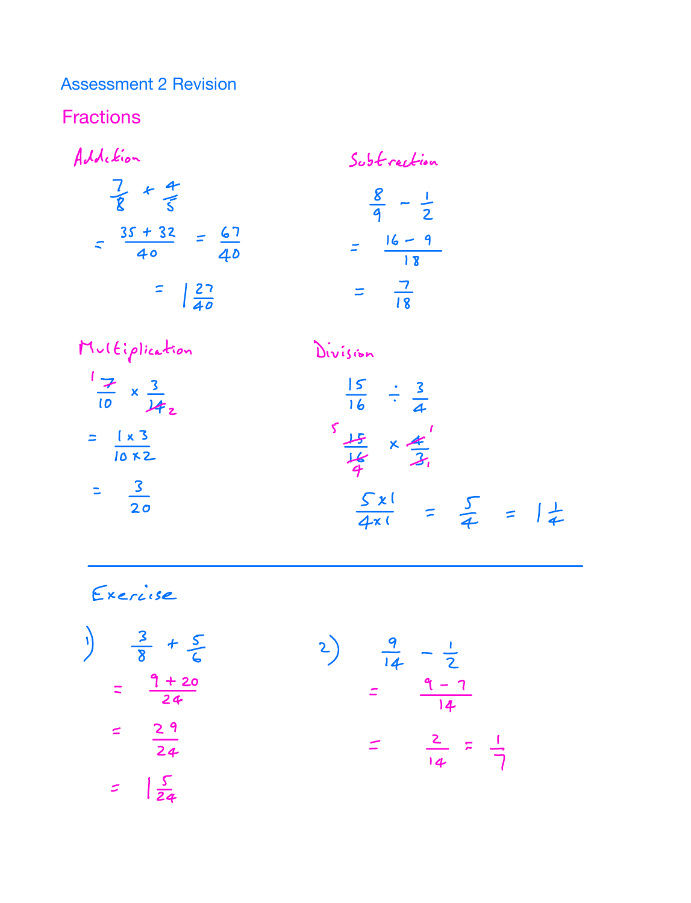# Assessment 2 Revision

## Fractions

### Addition

$$\frac{7}{8} + \frac{4}{5}$$

$$= \frac{35 + 32}{40} = \frac{67}{40}$$

$$= 1\frac{27}{40}$$

### Subtraction

$$\frac{8}{9} - \frac{1}{2}$$

$$= \frac{16 - 9}{18}$$

$$= \frac{7}{18}$$

### Multiplication

$$\frac{\cancel{7}^{1}}{10} \times \frac{3}{\cancel{14}_{2}}$$

$$= \frac{1 \times 3}{10 \times 2}$$

$$= \frac{3}{20}$$

### Division

$$\frac{15}{16} \div \frac{3}{4}$$

$$\frac{\cancel{15}^{5}}{\cancel{16}_{4}} \times \frac{\cancel{4}^{1}}{\cancel{3}_{1}}$$

$$\frac{5 \times 1}{4 \times 1} = \frac{5}{4} = 1\frac{1}{4}$$

---

### Exercise

1)
$$\frac{3}{8} + \frac{5}{6}$$

$$= \frac{9 + 20}{24}$$

$$= \frac{29}{24}$$

$$= 1\frac{5}{24}$$

2)
$$\frac{9}{14} - \frac{1}{2}$$

$$= \frac{9 - 7}{14}$$

$$= \frac{2}{14} = \frac{1}{7}$$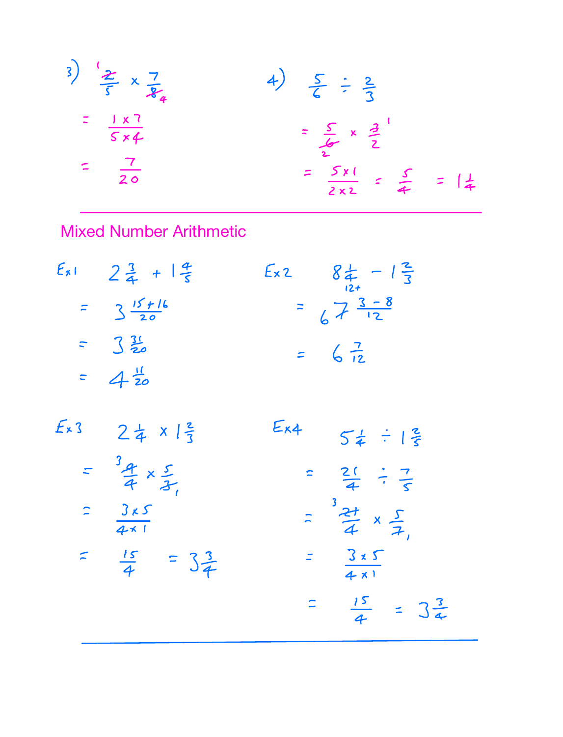3) $\frac{\overset{1}{\cancel{2}}}{5} \times \frac{7}{\underset{4}{\cancel{8}}}$

$= \frac{1 \times 7}{5 \times 4}$

$= \frac{7}{20}$

4) $\frac{5}{6} \div \frac{2}{3}$

$= \frac{5}{\underset{2}{\cancel{6}}} \times \frac{\overset{1}{\cancel{3}}}{2}$

$= \frac{5 \times 1}{2 \times 2} = \frac{5}{4} = 1\frac{1}{4}$

---

## Mixed Number Arithmetic

Ex1 $\quad 2\frac{3}{4} + 1\frac{4}{5}$

$= 3\frac{15+16}{20}$

$= 3\frac{31}{20}$

$= 4\frac{11}{20}$

Ex2 $\quad 8\frac{1}{4} - 1\frac{2}{3}$ (with "12+" written under $\frac{1}{4}$)

$= \cancel{7}\,6\;\frac{3-8}{12}$ (the 7 is crossed out and replaced by 6)

$= 6\frac{7}{12}$

Ex3 $\quad 2\frac{1}{4} \times 1\frac{2}{3}$

$= \frac{\overset{3}{\cancel{9}}}{4} \times \frac{5}{\underset{1}{\cancel{3}}}$

$= \frac{3 \times 5}{4 \times 1}$

$= \frac{15}{4} = 3\frac{3}{4}$

Ex4 $\quad 5\frac{1}{4} \div 1\frac{2}{5}$

$= \frac{21}{4} \div \frac{7}{5}$

$= \frac{\overset{3}{\cancel{21}}}{4} \times \frac{5}{\underset{1}{\cancel{7}}}$

$= \frac{3 \times 5}{4 \times 1}$

$= \frac{15}{4} = 3\frac{3}{4}$

---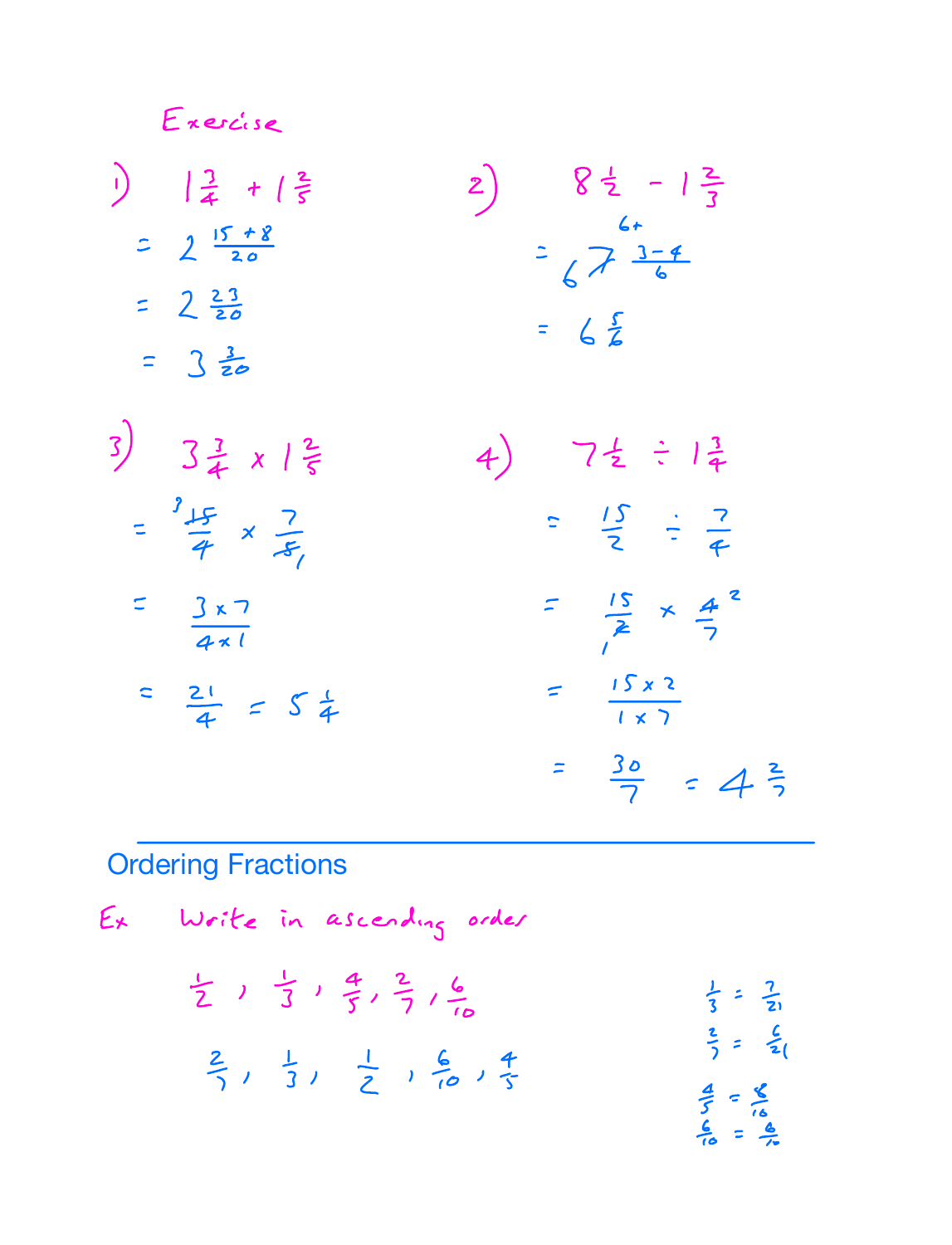Exercise

1) $1\frac{3}{4} + 1\frac{2}{5}$

$= 2\frac{15+8}{20}$

$= 2\frac{23}{20}$

$= 3\frac{3}{20}$

2) $8\frac{1}{2} - 1\frac{2}{3}$

$= 6\ 7\frac{3-4}{6}$ (with "7" crossed out and "6+" written above)

$= 6\frac{5}{6}$

3) $3\frac{3}{4} \times 1\frac{2}{5}$

$= \frac{15}{4} \times \frac{7}{5}$ (15 and 5 cancelled to 3 and 1)

$= \frac{3 \times 7}{4 \times 1}$

$= \frac{21}{4} = 5\frac{1}{4}$

4) $7\frac{1}{2} \div 1\frac{3}{4}$

$= \frac{15}{2} \div \frac{7}{4}$

$= \frac{15}{2} \times \frac{4}{7}$ (2 and 4 cancelled to 1 and 2)

$= \frac{15 \times 2}{1 \times 7}$

$= \frac{30}{7} = 4\frac{2}{7}$

---

## Ordering Fractions

Ex Write in ascending order

$\frac{1}{2}, \frac{1}{3}, \frac{4}{5}, \frac{2}{7}, \frac{6}{10}$

$\frac{2}{7}, \frac{1}{3}, \frac{1}{2}, \frac{6}{10}, \frac{4}{5}$

$\frac{1}{3} = \frac{7}{21}$

$\frac{2}{7} = \frac{6}{21}$

$\frac{4}{5} = \frac{8}{10}$

$\frac{6}{10} = \frac{6}{10}$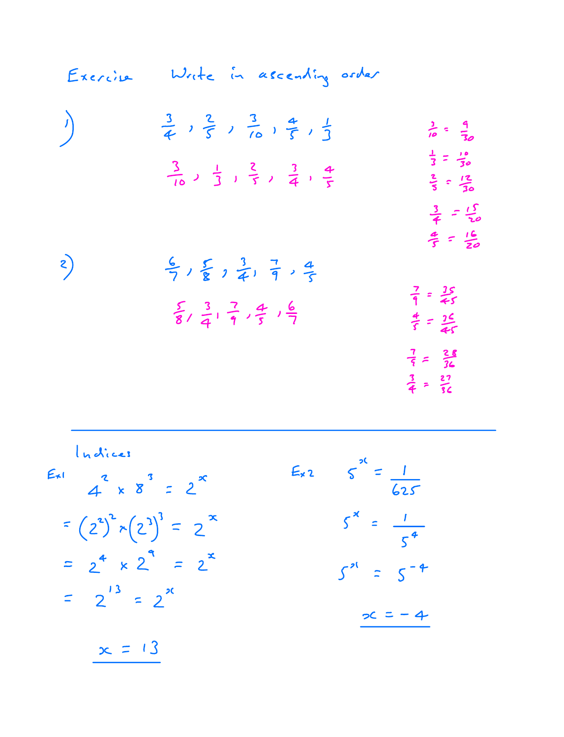## Exercise — Write in ascending order

1) $\frac{3}{4}, \frac{2}{5}, \frac{3}{10}, \frac{4}{5}, \frac{1}{3}$

$\frac{3}{10}, \frac{1}{3}, \frac{2}{5}, \frac{3}{4}, \frac{4}{5}$

$\frac{3}{10} = \frac{9}{30}$

$\frac{1}{3} = \frac{10}{30}$

$\frac{2}{5} = \frac{12}{30}$

$\frac{3}{4} = \frac{15}{20}$

$\frac{4}{5} = \frac{16}{20}$

2) $\frac{6}{7}, \frac{5}{8}, \frac{3}{4}, \frac{7}{9}, \frac{4}{5}$

$\frac{5}{8}, \frac{3}{4}, \frac{7}{9}, \frac{4}{5}, \frac{6}{7}$

$\frac{7}{9} = \frac{35}{45}$

$\frac{4}{5} = \frac{36}{45}$

$\frac{7}{9} = \frac{28}{36}$

$\frac{3}{4} = \frac{27}{36}$

---

## Indices

**Ex1**

$4^2 \times 8^3 = 2^x$

$= (2^2)^2 \times (2^3)^3 = 2^x$

$= 2^4 \times 2^9 = 2^x$

$= 2^{13} = 2^x$

$\underline{x = 13}$

**Ex2**

$5^x = \frac{1}{625}$

$5^x = \frac{1}{5^4}$

$5^x = 5^{-4}$

$\underline{x = -4}$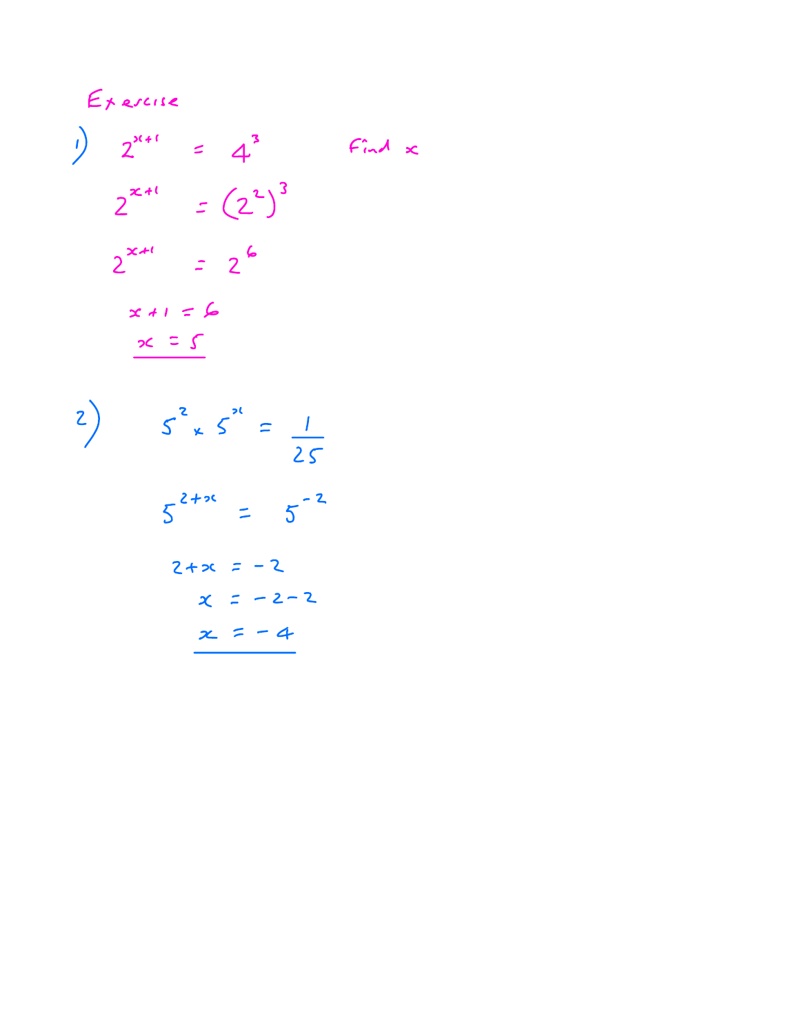Exercise

1) $2^{x+1} = 4^3$ Find $x$

$2^{x+1} = (2^2)^3$

$2^{x+1} = 2^6$

$x+1 = 6$

$\underline{x = 5}$

2) $5^2 \times 5^x = \frac{1}{25}$

$5^{2+x} = 5^{-2}$

$2+x = -2$

$x = -2-2$

$\underline{x = -4}$